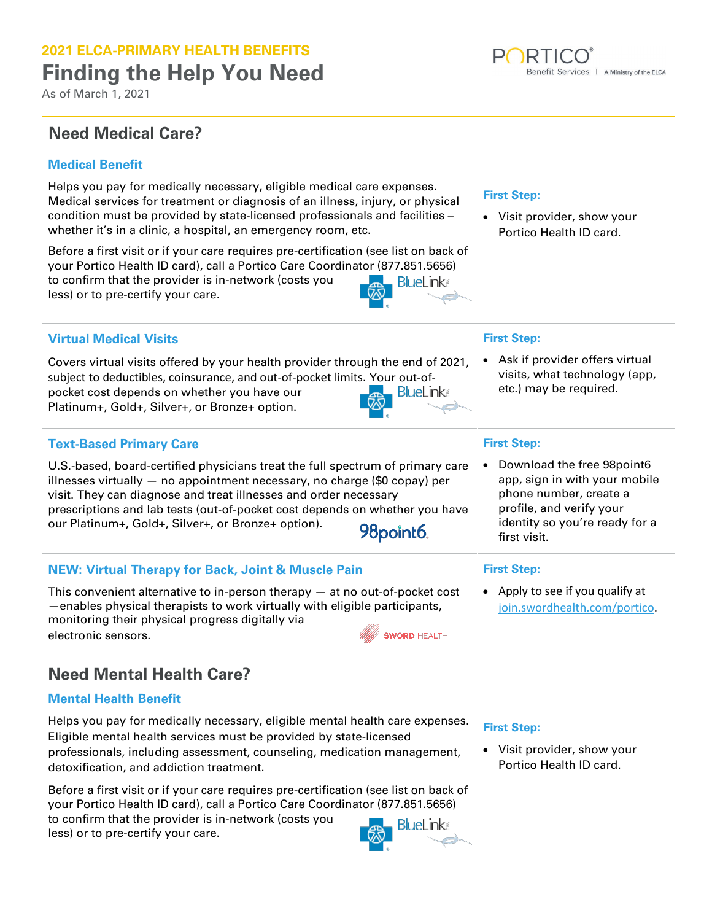2021 ELCA-PRIMARY HEALTH BENEFITS

# Finding the Help You Need

As of March 1, 2021

## Need Medical Care?

### Medical Benefit

Helps you pay for medically necessary, eligible medical care expenses. Medical services for treatment or diagnosis of an illness, injury, or physical condition must be provided by state-licensed professionals and facilities – whether it's in a clinic, a hospital, an emergency room, etc.

Before a first visit or if your care requires pre-certification (see list on back of your Portico Health ID card), call a Portico Care Coordinator (877.851.5656) to confirm that the provider is in-network (costs you less) or to pre-certify your care.

**First Step:**

- Visit provider, show your Portico Health ID card.

### Virtual Medical Visits

Covers virtual visits offered by your health provider through the end of 2021, subject to deductibles, coinsurance, and out-of-pocket limits. Your out-of-pocket cost depends on whether you have our Platinum+, Gold+, Silver+, or Bronze+ option.

**First Step:**

- Ask if provider offers virtual visits, what technology (app, etc.) may be required.

### Text-Based Primary Care

U.S.-based, board-certified physicians treat the full spectrum of primary care illnesses virtually — no appointment necessary, no charge ($0 copay) per visit. They can diagnose and treat illnesses and order necessary prescriptions and lab tests (out-of-pocket cost depends on whether you have our Platinum+, Gold+, Silver+, or Bronze+ option).

**First Step:**

- Download the free 98point6 app, sign in with your mobile phone number, create a profile, and verify your identity so you're ready for a first visit.

### NEW: Virtual Therapy for Back, Joint & Muscle Pain

This convenient alternative to in-person therapy — at no out-of-pocket cost —enables physical therapists to work virtually with eligible participants, monitoring their physical progress digitally via electronic sensors.

**First Step:**

- Apply to see if you qualify at join.swordhealth.com/portico.

## Need Mental Health Care?

### Mental Health Benefit

Helps you pay for medically necessary, eligible mental health care expenses. Eligible mental health services must be provided by state-licensed professionals, including assessment, counseling, medication management, detoxification, and addiction treatment.

Before a first visit or if your care requires pre-certification (see list on back of your Portico Health ID card), call a Portico Care Coordinator (877.851.5656) to confirm that the provider is in-network (costs you less) or to pre-certify your care.

**First Step:**

- Visit provider, show your Portico Health ID card.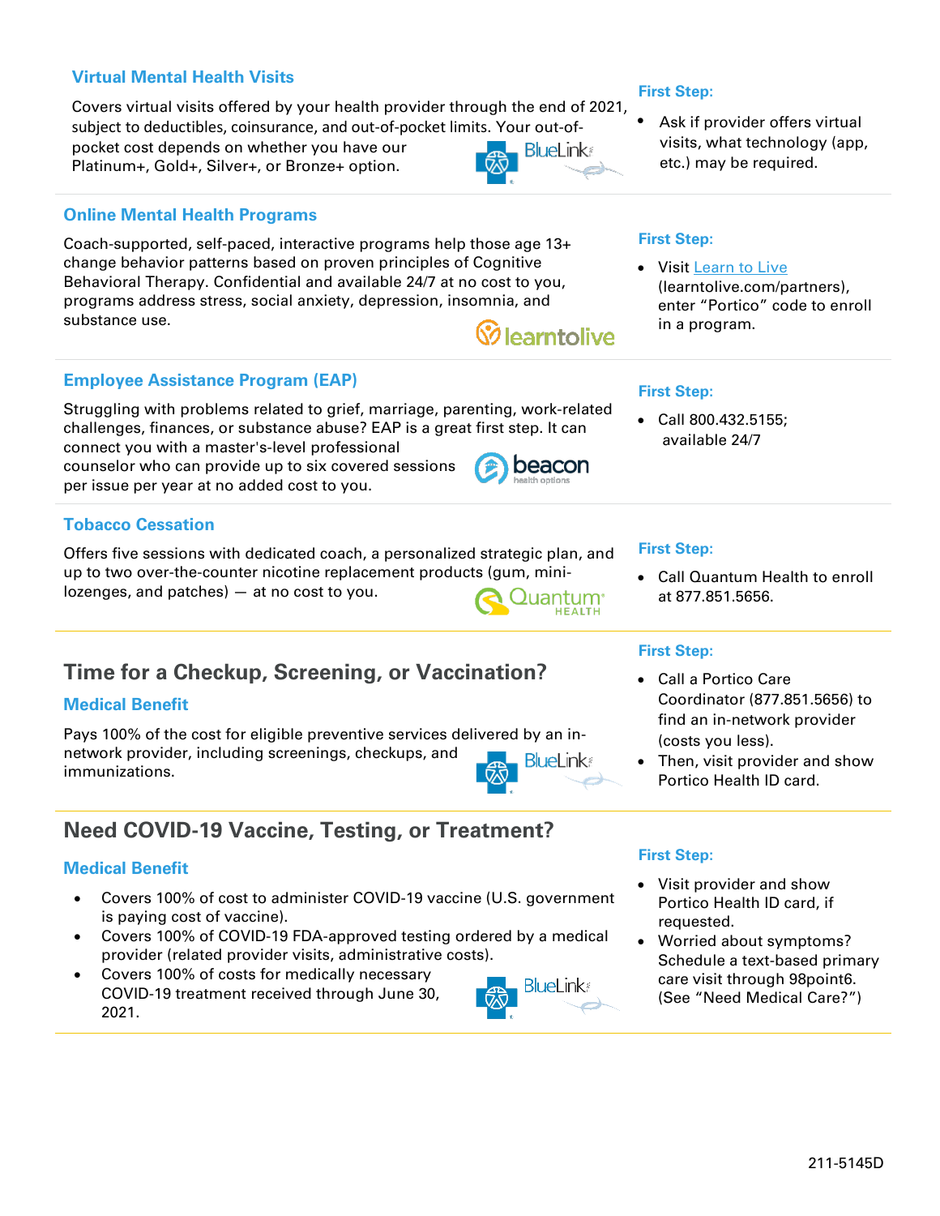### Virtual Mental Health Visits

Covers virtual visits offered by your health provider through the end of 2021, subject to deductibles, coinsurance, and out-of-pocket limits. Your out-of-pocket cost depends on whether you have our Platinum+, Gold+, Silver+, or Bronze+ option.

**First Step:**

- Ask if provider offers virtual visits, what technology (app, etc.) may be required.

### Online Mental Health Programs

Coach-supported, self-paced, interactive programs help those age 13+ change behavior patterns based on proven principles of Cognitive Behavioral Therapy. Confidential and available 24/7 at no cost to you, programs address stress, social anxiety, depression, insomnia, and substance use.

**First Step:**

- Visit Learn to Live (learntolive.com/partners), enter "Portico" code to enroll in a program.

### Employee Assistance Program (EAP)

Struggling with problems related to grief, marriage, parenting, work-related challenges, finances, or substance abuse? EAP is a great first step. It can connect you with a master's-level professional counselor who can provide up to six covered sessions per issue per year at no added cost to you.

**First Step:**

- Call 800.432.5155; available 24/7

### Tobacco Cessation

Offers five sessions with dedicated coach, a personalized strategic plan, and up to two over-the-counter nicotine replacement products (gum, mini-lozenges, and patches) — at no cost to you.

**First Step:**

- Call Quantum Health to enroll at 877.851.5656.

## Time for a Checkup, Screening, or Vaccination?

### Medical Benefit

Pays 100% of the cost for eligible preventive services delivered by an in-network provider, including screenings, checkups, and immunizations.

**First Step:**

- Call a Portico Care Coordinator (877.851.5656) to find an in-network provider (costs you less).
- Then, visit provider and show Portico Health ID card.

## Need COVID-19 Vaccine, Testing, or Treatment?

### Medical Benefit

- Covers 100% of cost to administer COVID-19 vaccine (U.S. government is paying cost of vaccine).
- Covers 100% of COVID-19 FDA-approved testing ordered by a medical provider (related provider visits, administrative costs).
- Covers 100% of costs for medically necessary COVID-19 treatment received through June 30, 2021.

**First Step:**

- Visit provider and show Portico Health ID card, if requested.
- Worried about symptoms? Schedule a text-based primary care visit through 98point6. (See "Need Medical Care?")

211-5145D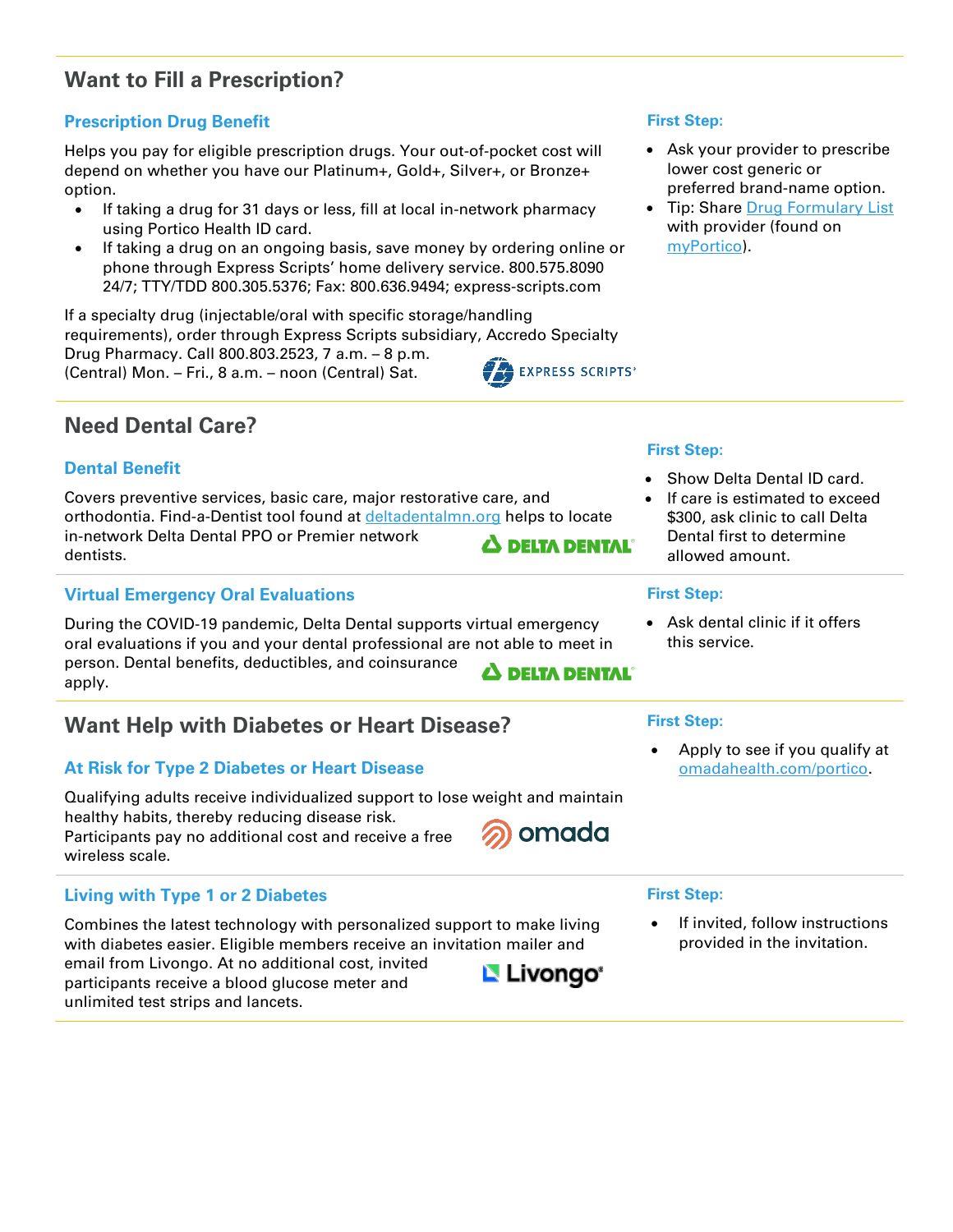## Want to Fill a Prescription?

### Prescription Drug Benefit

Helps you pay for eligible prescription drugs. Your out-of-pocket cost will depend on whether you have our Platinum+, Gold+, Silver+, or Bronze+ option.

- If taking a drug for 31 days or less, fill at local in-network pharmacy using Portico Health ID card.
- If taking a drug on an ongoing basis, save money by ordering online or phone through Express Scripts' home delivery service. 800.575.8090 24/7; TTY/TDD 800.305.5376; Fax: 800.636.9494; express-scripts.com

If a specialty drug (injectable/oral with specific storage/handling requirements), order through Express Scripts subsidiary, Accredo Specialty Drug Pharmacy. Call 800.803.2523, 7 a.m. – 8 p.m. (Central) Mon. – Fri., 8 a.m. – noon (Central) Sat.

EXPRESS SCRIPTS®

**First Step:**

- Ask your provider to prescribe lower cost generic or preferred brand-name option.
- Tip: Share Drug Formulary List with provider (found on myPortico).

## Need Dental Care?

### Dental Benefit

Covers preventive services, basic care, major restorative care, and orthodontia. Find-a-Dentist tool found at deltadentalmn.org helps to locate in-network Delta Dental PPO or Premier network dentists.

DELTA DENTAL®

**First Step:**

- Show Delta Dental ID card.
- If care is estimated to exceed $300, ask clinic to call Delta Dental first to determine allowed amount.

### Virtual Emergency Oral Evaluations

During the COVID-19 pandemic, Delta Dental supports virtual emergency oral evaluations if you and your dental professional are not able to meet in person. Dental benefits, deductibles, and coinsurance apply.

DELTA DENTAL®

**First Step:**

- Ask dental clinic if it offers this service.

## Want Help with Diabetes or Heart Disease?

### At Risk for Type 2 Diabetes or Heart Disease

Qualifying adults receive individualized support to lose weight and maintain healthy habits, thereby reducing disease risk. Participants pay no additional cost and receive a free wireless scale.

omada

**First Step:**

- Apply to see if you qualify at omadahealth.com/portico.

### Living with Type 1 or 2 Diabetes

Combines the latest technology with personalized support to make living with diabetes easier. Eligible members receive an invitation mailer and email from Livongo. At no additional cost, invited participants receive a blood glucose meter and unlimited test strips and lancets.

Livongo®

**First Step:**

- If invited, follow instructions provided in the invitation.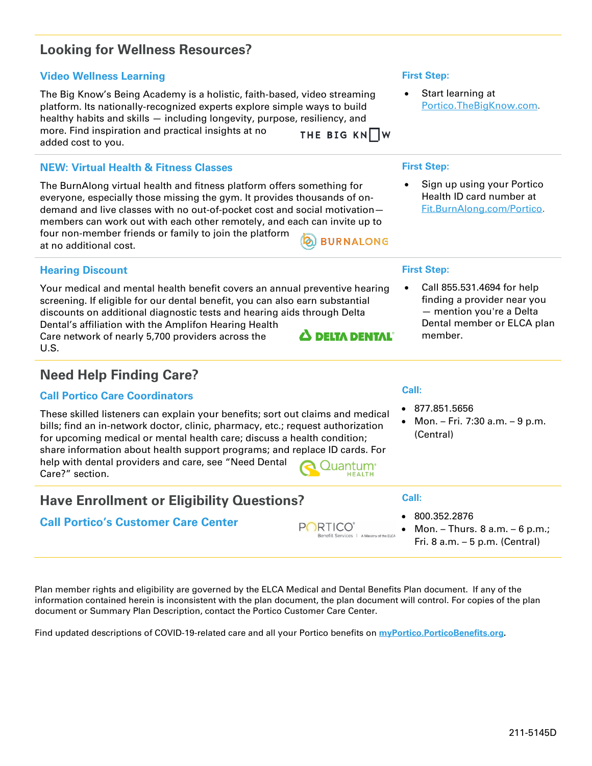## Looking for Wellness Resources?

### Video Wellness Learning

The Big Know's Being Academy is a holistic, faith-based, video streaming platform. Its nationally-recognized experts explore simple ways to build healthy habits and skills — including longevity, purpose, resiliency, and more. Find inspiration and practical insights at no added cost to you.

**First Step:**

- Start learning at Portico.TheBigKnow.com.

### NEW: Virtual Health & Fitness Classes

The BurnAlong virtual health and fitness platform offers something for everyone, especially those missing the gym. It provides thousands of on-demand and live classes with no out-of-pocket cost and social motivation—members can work out with each other remotely, and each can invite up to four non-member friends or family to join the platform at no additional cost.

**First Step:**

- Sign up using your Portico Health ID card number at Fit.BurnAlong.com/Portico.

### Hearing Discount

Your medical and mental health benefit covers an annual preventive hearing screening. If eligible for our dental benefit, you can also earn substantial discounts on additional diagnostic tests and hearing aids through Delta Dental's affiliation with the Amplifon Hearing Health Care network of nearly 5,700 providers across the U.S.

**First Step:**

- Call 855.531.4694 for help finding a provider near you — mention you're a Delta Dental member or ELCA plan member.

## Need Help Finding Care?

### Call Portico Care Coordinators

These skilled listeners can explain your benefits; sort out claims and medical bills; find an in-network doctor, clinic, pharmacy, etc.; request authorization for upcoming medical or mental health care; discuss a health condition; share information about health support programs; and replace ID cards. For help with dental providers and care, see "Need Dental Care?" section.

**Call:**

- 877.851.5656
- Mon. – Fri. 7:30 a.m. – 9 p.m. (Central)

## Have Enrollment or Eligibility Questions?

### Call Portico's Customer Care Center

**Call:**

- 800.352.2876
- Mon. – Thurs. 8 a.m. – 6 p.m.; Fri. 8 a.m. – 5 p.m. (Central)

Plan member rights and eligibility are governed by the ELCA Medical and Dental Benefits Plan document. If any of the information contained herein is inconsistent with the plan document, the plan document will control. For copies of the plan document or Summary Plan Description, contact the Portico Customer Care Center.

Find updated descriptions of COVID-19-related care and all your Portico benefits on **myPortico.PorticoBenefits.org**.

211-5145D